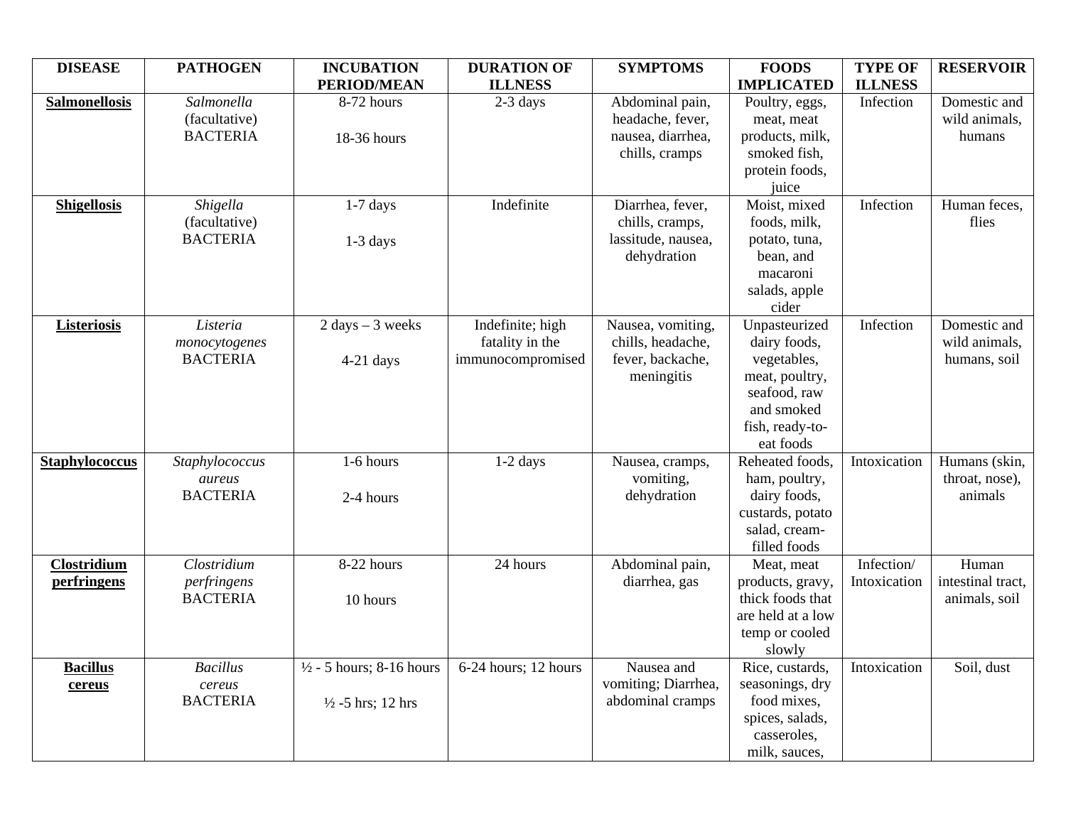| DISEASE | PATHOGEN | INCUBATION PERIOD/MEAN | DURATION OF ILLNESS | SYMPTOMS | FOODS IMPLICATED | TYPE OF ILLNESS | RESERVOIR |
|---|---|---|---|---|---|---|---|
| **Salmonellosis** | *Salmonella* (facultative) BACTERIA | 8-72 hours<br><br>18-36 hours | 2-3 days | Abdominal pain, headache, fever, nausea, diarrhea, chills, cramps | Poultry, eggs, meat, meat products, milk, smoked fish, protein foods, juice | Infection | Domestic and wild animals, humans |
| **Shigellosis** | *Shigella* (facultative) BACTERIA | 1-7 days<br><br>1-3 days | Indefinite | Diarrhea, fever, chills, cramps, lassitude, nausea, dehydration | Moist, mixed foods, milk, potato, tuna, bean, and macaroni salads, apple cider | Infection | Human feces, flies |
| **Listeriosis** | *Listeria monocytogenes* BACTERIA | 2 days – 3 weeks<br><br>4-21 days | Indefinite; high fatality in the immunocompromised | Nausea, vomiting, chills, headache, fever, backache, meningitis | Unpasteurized dairy foods, vegetables, meat, poultry, seafood, raw and smoked fish, ready-to-eat foods | Infection | Domestic and wild animals, humans, soil |
| **Staphylococcus** | *Staphylococcus aureus* BACTERIA | 1-6 hours<br><br>2-4 hours | 1-2 days | Nausea, cramps, vomiting, dehydration | Reheated foods, ham, poultry, dairy foods, custards, potato salad, cream-filled foods | Intoxication | Humans (skin, throat, nose), animals |
| **Clostridium perfringens** | *Clostridium perfringens* BACTERIA | 8-22 hours<br><br>10 hours | 24 hours | Abdominal pain, diarrhea, gas | Meat, meat products, gravy, thick foods that are held at a low temp or cooled slowly | Infection/ Intoxication | Human intestinal tract, animals, soil |
| **Bacillus cereus** | *Bacillus cereus* BACTERIA | ½ - 5 hours; 8-16 hours<br><br>½ -5 hrs; 12 hrs | 6-24 hours; 12 hours | Nausea and vomiting; Diarrhea, abdominal cramps | Rice, custards, seasonings, dry food mixes, spices, salads, casseroles, milk, sauces, | Intoxication | Soil, dust |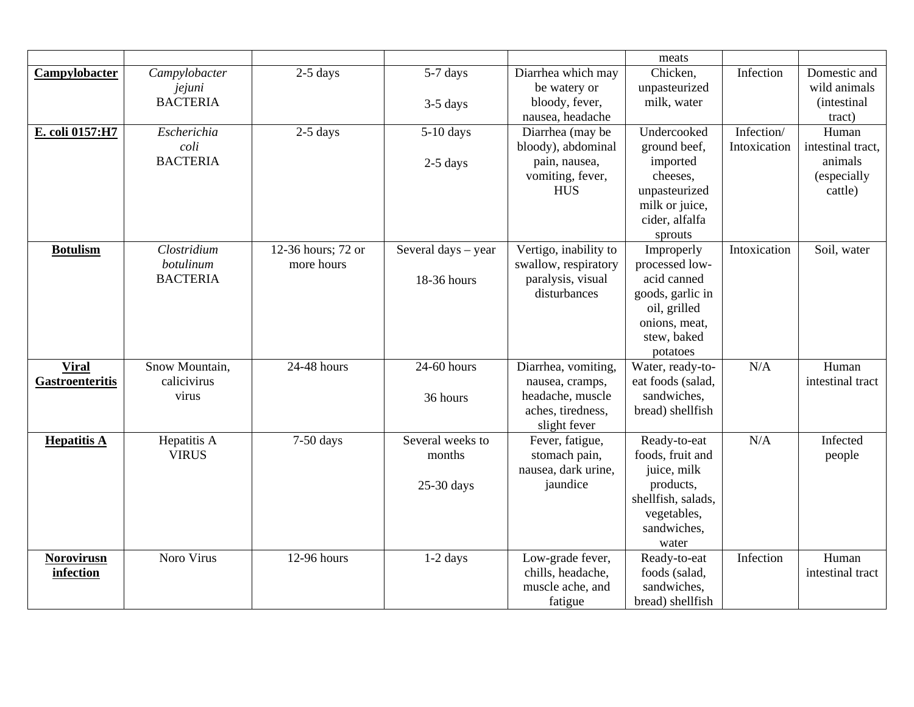| | | | | | | | |
|---|---|---|---|---|---|---|---|
| | | | | | meats | | |
| **Campylobacter** | *Campylobacter jejuni* BACTERIA | 2-5 days | 5-7 days<br><br>3-5 days | Diarrhea which may be watery or bloody, fever, nausea, headache | Chicken, unpasteurized milk, water | Infection | Domestic and wild animals (intestinal tract) |
| **E. coli 0157:H7** | *Escherichia coli* BACTERIA | 2-5 days | 5-10 days<br><br>2-5 days | Diarrhea (may be bloody), abdominal pain, nausea, vomiting, fever, HUS | Undercooked ground beef, imported cheeses, unpasteurized milk or juice, cider, alfalfa sprouts | Infection/ Intoxication | Human intestinal tract, animals (especially cattle) |
| **Botulism** | *Clostridium botulinum* BACTERIA | 12-36 hours; 72 or more hours | Several days – year<br><br>18-36 hours | Vertigo, inability to swallow, respiratory paralysis, visual disturbances | Improperly processed low-acid canned goods, garlic in oil, grilled onions, meat, stew, baked potatoes | Intoxication | Soil, water |
| **Viral Gastroenteritis** | Snow Mountain, calicivirus virus | 24-48 hours | 24-60 hours<br><br>36 hours | Diarrhea, vomiting, nausea, cramps, headache, muscle aches, tiredness, slight fever | Water, ready-to-eat foods (salad, sandwiches, bread) shellfish | N/A | Human intestinal tract |
| **Hepatitis A** | Hepatitis A VIRUS | 7-50 days | Several weeks to months<br><br>25-30 days | Fever, fatigue, stomach pain, nausea, dark urine, jaundice | Ready-to-eat foods, fruit and juice, milk products, shellfish, salads, vegetables, sandwiches, water | N/A | Infected people |
| **Norovirusn infection** | Noro Virus | 12-96 hours | 1-2 days | Low-grade fever, chills, headache, muscle ache, and fatigue | Ready-to-eat foods (salad, sandwiches, bread) shellfish | Infection | Human intestinal tract |